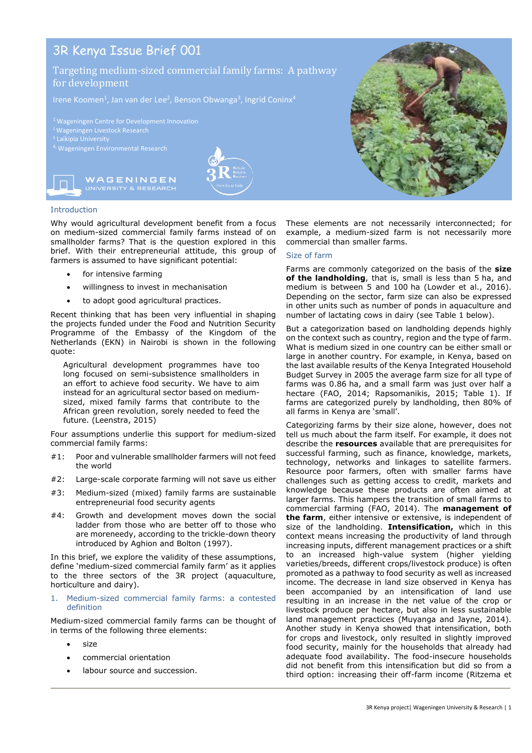# 3R Kenya Issue Brief 001

## Targeting medium-sized commercial family farms: A pathway for development

Irene Koomen[1], Jan van der Lee[2], Benson Obwanga[3], Ingrid Coninx[4]

[1] Wageningen Centre for Development Innovation
[2] Wageningen Livestock Research
[3] Laikipia University
[4] Wageningen Environmental Research

### Introduction

Why would agricultural development benefit from a focus on medium-sized commercial family farms instead of on smallholder farms? That is the question explored in this brief. With their entrepreneurial attitude, this group of farmers is assumed to have significant potential:

- for intensive farming
- willingness to invest in mechanisation
- to adopt good agricultural practices.

Recent thinking that has been very influential in shaping the projects funded under the Food and Nutrition Security Programme of the Embassy of the Kingdom of the Netherlands (EKN) in Nairobi is shown in the following quote:

> Agricultural development programmes have too long focused on semi-subsistence smallholders in an effort to achieve food security. We have to aim instead for an agricultural sector based on medium-sized, mixed family farms that contribute to the African green revolution, sorely needed to feed the future. (Leenstra, 2015)

Four assumptions underlie this support for medium-sized commercial family farms:

- #1: Poor and vulnerable smallholder farmers will not feed the world
- #2: Large-scale corporate farming will not save us either
- #3: Medium-sized (mixed) family farms are sustainable entrepreneurial food security agents
- #4: Growth and development moves down the social ladder from those who are better off to those who are moreneedy, according to the trickle-down theory introduced by Aghion and Bolton (1997).

In this brief, we explore the validity of these assumptions, define 'medium-sized commercial family farm' as it applies to the three sectors of the 3R project (aquaculture, horticulture and dairy).

### 1. Medium-sized commercial family farms: a contested definition

Medium-sized commercial family farms can be thought of in terms of the following three elements:

- size
- commercial orientation
- labour source and succession.

These elements are not necessarily interconnected; for example, a medium-sized farm is not necessarily more commercial than smaller farms.

#### Size of farm

Farms are commonly categorized on the basis of the **size of the landholding**, that is, small is less than 5 ha, and medium is between 5 and 100 ha (Lowder et al., 2016). Depending on the sector, farm size can also be expressed in other units such as number of ponds in aquaculture and number of lactating cows in dairy (see Table 1 below).

But a categorization based on landholding depends highly on the context such as country, region and the type of farm. What is medium sized in one country can be either small or large in another country. For example, in Kenya, based on the last available results of the Kenya Integrated Household Budget Survey in 2005 the average farm size for all type of farms was 0.86 ha, and a small farm was just over half a hectare (FAO, 2014; Rapsomanikis, 2015; Table 1). If farms are categorized purely by landholding, then 80% of all farms in Kenya are 'small'.

Categorizing farms by their size alone, however, does not tell us much about the farm itself. For example, it does not describe the **resources** available that are prerequisites for successful farming, such as finance, knowledge, markets, technology, networks and linkages to satellite farmers. Resource poor farmers, often with smaller farms have challenges such as getting access to credit, markets and knowledge because these products are often aimed at larger farms. This hampers the transition of small farms to commercial farming (FAO, 2014). The **management of the farm**, either intensive or extensive, is independent of size of the landholding. **Intensification,** which in this context means increasing the productivity of land through increasing inputs, different management practices or a shift to an increased high-value system (higher yielding varieties/breeds, different crops/livestock produce) is often promoted as a pathway to food security as well as increased income. The decrease in land size observed in Kenya has been accompanied by an intensification of land use resulting in an increase in the net value of the crop or livestock produce per hectare, but also in less sustainable land management practices (Muyanga and Jayne, 2014). Another study in Kenya showed that intensification, both for crops and livestock, only resulted in slightly improved food security, mainly for the households that already had adequate food availability. The food-insecure households did not benefit from this intensification but did so from a third option: increasing their off-farm income (Ritzema et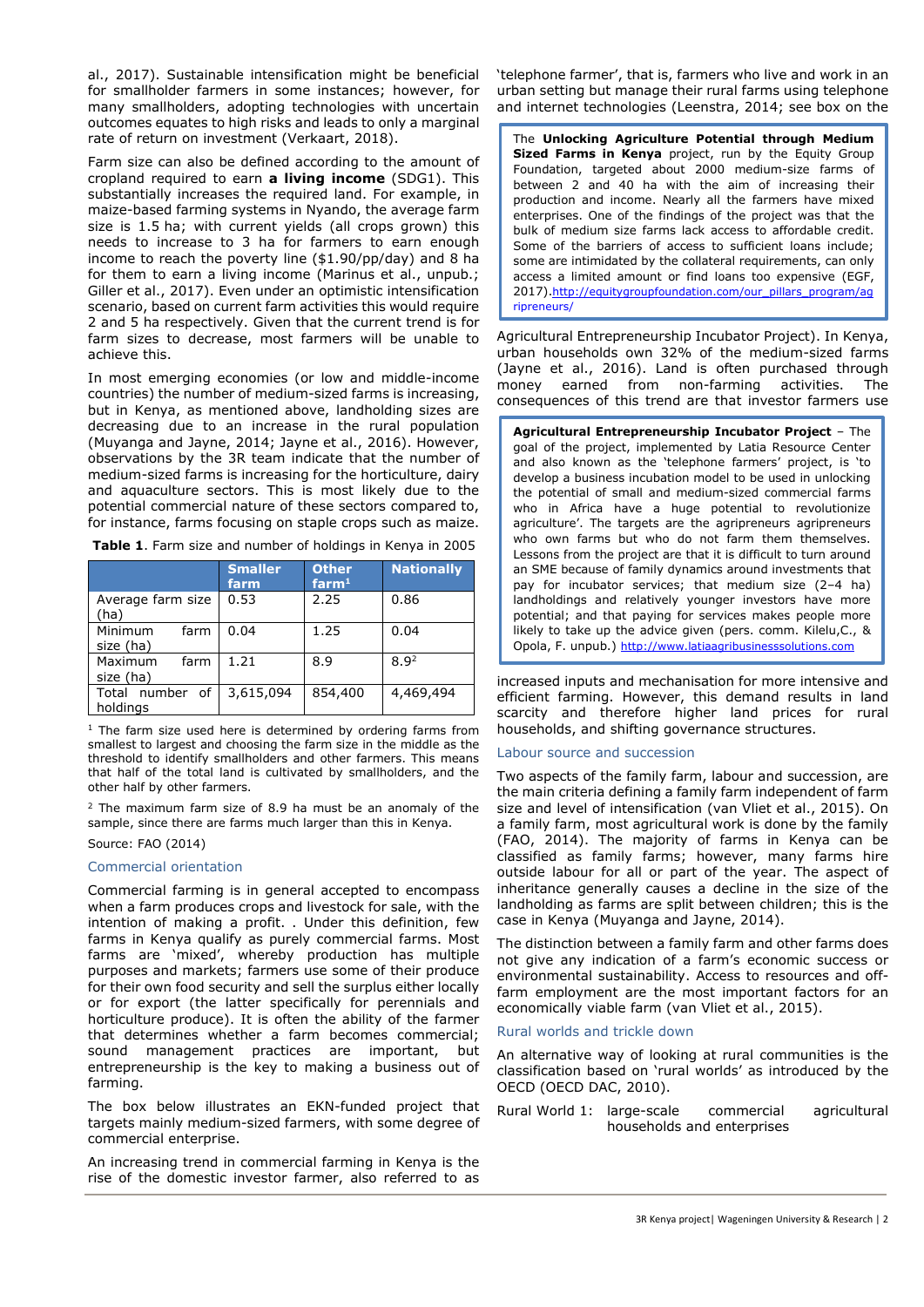al., 2017). Sustainable intensification might be beneficial for smallholder farmers in some instances; however, for many smallholders, adopting technologies with uncertain outcomes equates to high risks and leads to only a marginal rate of return on investment (Verkaart, 2018).

Farm size can also be defined according to the amount of cropland required to earn **a living income** (SDG1). This substantially increases the required land. For example, in maize-based farming systems in Nyando, the average farm size is 1.5 ha; with current yields (all crops grown) this needs to increase to 3 ha for farmers to earn enough income to reach the poverty line ($1.90/pp/day) and 8 ha for them to earn a living income (Marinus et al., unpub.; Giller et al., 2017). Even under an optimistic intensification scenario, based on current farm activities this would require 2 and 5 ha respectively. Given that the current trend is for farm sizes to decrease, most farmers will be unable to achieve this.

In most emerging economies (or low and middle-income countries) the number of medium-sized farms is increasing, but in Kenya, as mentioned above, landholding sizes are decreasing due to an increase in the rural population (Muyanga and Jayne, 2014; Jayne et al., 2016). However, observations by the 3R team indicate that the number of medium-sized farms is increasing for the horticulture, dairy and aquaculture sectors. This is most likely due to the potential commercial nature of these sectors compared to, for instance, farms focusing on staple crops such as maize.

**Table 1**. Farm size and number of holdings in Kenya in 2005

| | Smaller farm | Other farm[1] | Nationally |
|---|---|---|---|
| Average farm size (ha) | 0.53 | 2.25 | 0.86 |
| Minimum farm size (ha) | 0.04 | 1.25 | 0.04 |
| Maximum farm size (ha) | 1.21 | 8.9 | 8.9[2] |
| Total number of holdings | 3,615,094 | 854,400 | 4,469,494 |

[1] The farm size used here is determined by ordering farms from smallest to largest and choosing the farm size in the middle as the threshold to identify smallholders and other farmers. This means that half of the total land is cultivated by smallholders, and the other half by other farmers.

[2] The maximum farm size of 8.9 ha must be an anomaly of the sample, since there are farms much larger than this in Kenya.

Source: FAO (2014)

## Commercial orientation

Commercial farming is in general accepted to encompass when a farm produces crops and livestock for sale, with the intention of making a profit. . Under this definition, few farms in Kenya qualify as purely commercial farms. Most farms are 'mixed', whereby production has multiple purposes and markets; farmers use some of their produce for their own food security and sell the surplus either locally or for export (the latter specifically for perennials and horticulture produce). It is often the ability of the farmer that determines whether a farm becomes commercial; sound management practices are important, but entrepreneurship is the key to making a business out of farming.

The box below illustrates an EKN-funded project that targets mainly medium-sized farmers, with some degree of commercial enterprise.

An increasing trend in commercial farming in Kenya is the rise of the domestic investor farmer, also referred to as 'telephone farmer', that is, farmers who live and work in an urban setting but manage their rural farms using telephone and internet technologies (Leenstra, 2014; see box on the Agricultural Entrepreneurship Incubator Project). In Kenya, urban households own 32% of the medium-sized farms (Jayne et al., 2016). Land is often purchased through money earned from non-farming activities. The consequences of this trend are that investor farmers use increased inputs and mechanisation for more intensive and efficient farming. However, this demand results in land scarcity and therefore higher land prices for rural households, and shifting governance structures.

> The **Unlocking Agriculture Potential through Medium Sized Farms in Kenya** project, run by the Equity Group Foundation, targeted about 2000 medium-size farms of between 2 and 40 ha with the aim of increasing their production and income. Nearly all the farmers have mixed enterprises. One of the findings of the project was that the bulk of medium size farms lack access to affordable credit. Some of the barriers of access to sufficient loans include; some are intimidated by the collateral requirements, can only access a limited amount or find loans too expensive (EGF, 2017).http://equitygroupfoundation.com/our_pillars_program/agripreneurs/

> **Agricultural Entrepreneurship Incubator Project** – The goal of the project, implemented by Latia Resource Center and also known as the 'telephone farmers' project, is 'to develop a business incubation model to be used in unlocking the potential of small and medium-sized commercial farms who in Africa have a huge potential to revolutionize agriculture'. The targets are the agripreneurs agripreneurs who own farms but who do not farm them themselves. Lessons from the project are that it is difficult to turn around an SME because of family dynamics around investments that pay for incubator services; that medium size (2–4 ha) landholdings and relatively younger investors have more potential; and that paying for services makes people more likely to take up the advice given (pers. comm. Kilelu,C., & Opola, F. unpub.) http://www.latiaagribusinesssolutions.com

## Labour source and succession

Two aspects of the family farm, labour and succession, are the main criteria defining a family farm independent of farm size and level of intensification (van Vliet et al., 2015). On a family farm, most agricultural work is done by the family (FAO, 2014). The majority of farms in Kenya can be classified as family farms; however, many farms hire outside labour for all or part of the year. The aspect of inheritance generally causes a decline in the size of the landholding as farms are split between children; this is the case in Kenya (Muyanga and Jayne, 2014).

The distinction between a family farm and other farms does not give any indication of a farm's economic success or environmental sustainability. Access to resources and off-farm employment are the most important factors for an economically viable farm (van Vliet et al., 2015).

## Rural worlds and trickle down

An alternative way of looking at rural communities is the classification based on 'rural worlds' as introduced by the OECD (OECD DAC, 2010).

Rural World 1: large-scale commercial agricultural households and enterprises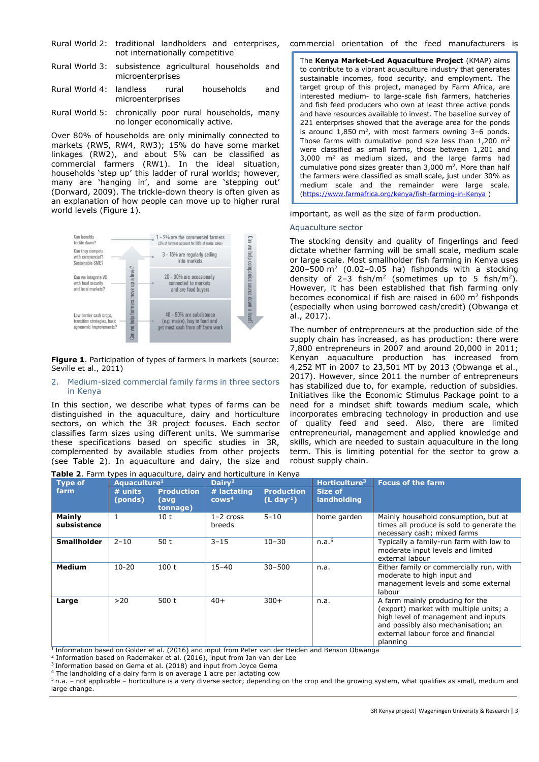Rural World 2: traditional landholders and enterprises, not internationally competitive

Rural World 3: subsistence agricultural households and microenterprises

Rural World 4: landless rural households and microenterprises

Rural World 5: chronically poor rural households, many no longer economically active.

Over 80% of households are only minimally connected to markets (RW5, RW4, RW3); 15% do have some market linkages (RW2), and about 5% can be classified as commercial farmers (RW1). In the ideal situation, households 'step up' this ladder of rural worlds; however, many are 'hanging in', and some are 'stepping out' (Dorward, 2009). The trickle-down theory is often given as an explanation of how people can move up to higher rural world levels (Figure 1).

**Figure 1**. Participation of types of farmers in markets (source: Seville et al., 2011)

## 2. Medium-sized commercial family farms in three sectors in Kenya

In this section, we describe what types of farms can be distinguished in the aquaculture, dairy and horticulture sectors, on which the 3R project focuses. Each sector classifies farm sizes using different units. We summarise these specifications based on specific studies in 3R, complemented by available studies from other projects (see Table 2). In aquaculture and dairy, the size and commercial orientation of the feed manufacturers is important, as well as the size of farm production.

> The **Kenya Market-Led Aquaculture Project** (KMAP) aims to contribute to a vibrant aquaculture industry that generates sustainable incomes, food security, and employment. The target group of this project, managed by Farm Africa, are interested medium- to large-scale fish farmers, hatcheries and fish feed producers who own at least three active ponds and have resources available to invest. The baseline survey of 221 enterprises showed that the average area for the ponds is around 1,850 m$^2$, with most farmers owning 3–6 ponds. Those farms with cumulative pond size less than 1,200 m$^2$ were classified as small farms, those between 1,201 and 3,000 m$^2$ as medium sized, and the large farms had cumulative pond sizes greater than 3,000 m$^2$. More than half the farmers were classified as small scale, just under 30% as medium scale and the remainder were large scale. (https://www.farmafrica.org/kenya/fish-farming-in-Kenya )

### Aquaculture sector

The stocking density and quality of fingerlings and feed dictate whether farming will be small scale, medium scale or large scale. Most smallholder fish farming in Kenya uses 200–500 m$^2$ (0.02–0.05 ha) fishponds with a stocking density of 2–3 fish/m$^2$ (sometimes up to 5 fish/m$^2$). However, it has been established that fish farming only becomes economical if fish are raised in 600 m$^2$ fishponds (especially when using borrowed cash/credit) (Obwanga et al., 2017).

The number of entrepreneurs at the production side of the supply chain has increased, as has production: there were 7,800 entrepreneurs in 2007 and around 20,000 in 2011; Kenyan aquaculture production has increased from 4,252 MT in 2007 to 23,501 MT by 2013 (Obwanga et al., 2017). However, since 2011 the number of entrepreneurs has stabilized due to, for example, reduction of subsidies. Initiatives like the Economic Stimulus Package point to a need for a mindset shift towards medium scale, which incorporates embracing technology in production and use of quality feed and seed. Also, there are limited entrepreneurial, management and applied knowledge and skills, which are needed to sustain aquaculture in the long term. This is limiting potential for the sector to grow a robust supply chain.

**Table 2**. Farm types in aquaculture, dairy and horticulture in Kenya

| Type of farm | Aquaculture[1] | | Dairy[2] | | Horticulture[3] | Focus of the farm |
|---|---|---|---|---|---|---|
| | # units (ponds) | Production (avg tonnage) | # lactating cows[4] | Production (L day$^{-1}$) | Size of landholding | |
| **Mainly subsistence** | 1 | 10 t | 1–2 cross breeds | 5–10 | home garden | Mainly household consumption, but at times all produce is sold to generate the necessary cash; mixed farms |
| **Smallholder** | 2–10 | 50 t | 3–15 | 10–30 | n.a.[5] | Typically a family-run farm with low to moderate input levels and limited external labour |
| **Medium** | 10-20 | 100 t | 15–40 | 30–500 | n.a. | Either family or commercially run, with moderate to high input and management levels and some external labour |
| **Large** | >20 | 500 t | 40+ | 300+ | n.a. | A farm mainly producing for the (export) market with multiple units; a high level of management and inputs and possibly also mechanisation; an external labour force and financial planning |

[1] Information based on Golder et al. (2016) and input from Peter van der Heiden and Benson Obwanga
[2] Information based on Rademaker et al. (2016), input from Jan van der Lee
[3] Information based on Gema et al. (2018) and input from Joyce Gema
[4] The landholding of a dairy farm is on average 1 acre per lactating cow
[5] n.a. – not applicable – horticulture is a very diverse sector; depending on the crop and the growing system, what qualifies as small, medium and large change.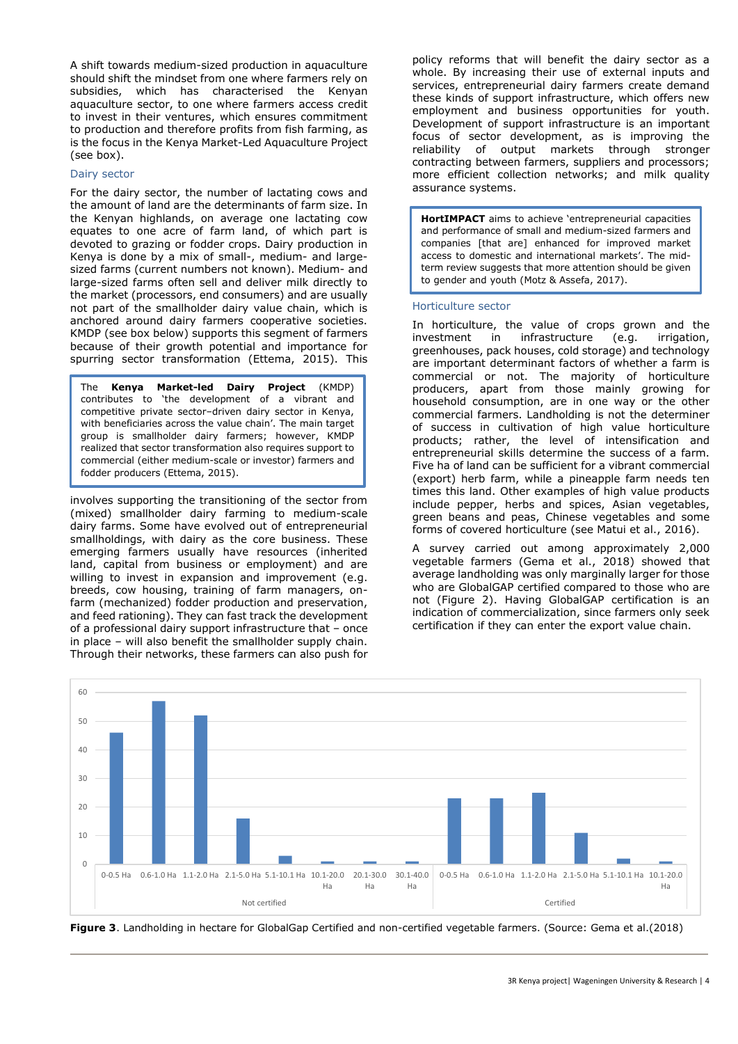A shift towards medium-sized production in aquaculture should shift the mindset from one where farmers rely on subsidies, which has characterised the Kenyan aquaculture sector, to one where farmers access credit to invest in their ventures, which ensures commitment to production and therefore profits from fish farming, as is the focus in the Kenya Market-Led Aquaculture Project (see box).

### Dairy sector

For the dairy sector, the number of lactating cows and the amount of land are the determinants of farm size. In the Kenyan highlands, on average one lactating cow equates to one acre of farm land, of which part is devoted to grazing or fodder crops. Dairy production in Kenya is done by a mix of small-, medium- and large-sized farms (current numbers not known). Medium- and large-sized farms often sell and deliver milk directly to the market (processors, end consumers) and are usually not part of the smallholder dairy value chain, which is anchored around dairy farmers cooperative societies. KMDP (see box below) supports this segment of farmers because of their growth potential and importance for spurring sector transformation (Ettema, 2015). This involves supporting the transitioning of the sector from (mixed) smallholder dairy farming to medium-scale dairy farms. Some have evolved out of entrepreneurial smallholdings, with dairy as the core business. These emerging farmers usually have resources (inherited land, capital from business or employment) and are willing to invest in expansion and improvement (e.g. breeds, cow housing, training of farm managers, on-farm (mechanized) fodder production and preservation, and feed rationing). They can fast track the development of a professional dairy support infrastructure that – once in place – will also benefit the smallholder supply chain. Through their networks, these farmers can also push for policy reforms that will benefit the dairy sector as a whole. By increasing their use of external inputs and services, entrepreneurial dairy farmers create demand for these kinds of support infrastructure, which offers new employment and business opportunities for youth. Development of support infrastructure is an important focus of sector development, as is improving the reliability of output markets through stronger contracting between farmers, suppliers and processors; more efficient collection networks; and milk quality assurance systems.

> The **Kenya Market-led Dairy Project** (KMDP) contributes to 'the development of a vibrant and competitive private sector–driven dairy sector in Kenya, with beneficiaries across the value chain'. The main target group is smallholder dairy farmers; however, KMDP realized that sector transformation also requires support to commercial (either medium-scale or investor) farmers and fodder producers (Ettema, 2015).

> **HortIMPACT** aims to achieve 'entrepreneurial capacities and performance of small and medium-sized farmers and companies [that are] enhanced for improved market access to domestic and international markets'. The mid-term review suggests that more attention should be given to gender and youth (Motz & Assefa, 2017).

### Horticulture sector

In horticulture, the value of crops grown and the investment in infrastructure (e.g. irrigation, greenhouses, pack houses, cold storage) and technology are important determinant factors of whether a farm is commercial or not. The majority of horticulture producers, apart from those mainly growing for household consumption, are in one way or the other commercial farmers. Landholding is not the determiner of success in cultivation of high value horticulture products; rather, the level of intensification and entrepreneurial skills determine the success of a farm. Five ha of land can be sufficient for a vibrant commercial (export) herb farm, while a pineapple farm needs ten times this land. Other examples of high value products include pepper, herbs and spices, Asian vegetables, green beans and peas, Chinese vegetables and some forms of covered horticulture (see Matui et al., 2016).

A survey carried out among approximately 2,000 vegetable farmers (Gema et al., 2018) showed that average landholding was only marginally larger for those who are GlobalGAP certified compared to those who are not (Figure 2). Having GlobalGAP certification is an indication of commercialization, since farmers only seek certification if they can enter the export value chain.

| | Landholding | Value (approx.) |
|---|---|---|
| Not certified | 0-0.5 Ha | 46 |
| | 0.6-1.0 Ha | 57 |
| | 1.1-2.0 Ha | 52 |
| | 2.1-5.0 Ha | 16 |
| | 5.1-10.1 Ha | 3 |
| | 10.1-20.0 Ha | 1 |
| | 20.1-30.0 Ha | 1 |
| | 30.1-40.0 Ha | 1 |
| Certified | 0-0.5 Ha | 23 |
| | 0.6-1.0 Ha | 23 |
| | 1.1-2.0 Ha | 25 |
| | 2.1-5.0 Ha | 11 |
| | 5.1-10.1 Ha | 2 |
| | 10.1-20.0 Ha | 1 |

**Figure 3**. Landholding in hectare for GlobalGap Certified and non-certified vegetable farmers. (Source: Gema et al.(2018)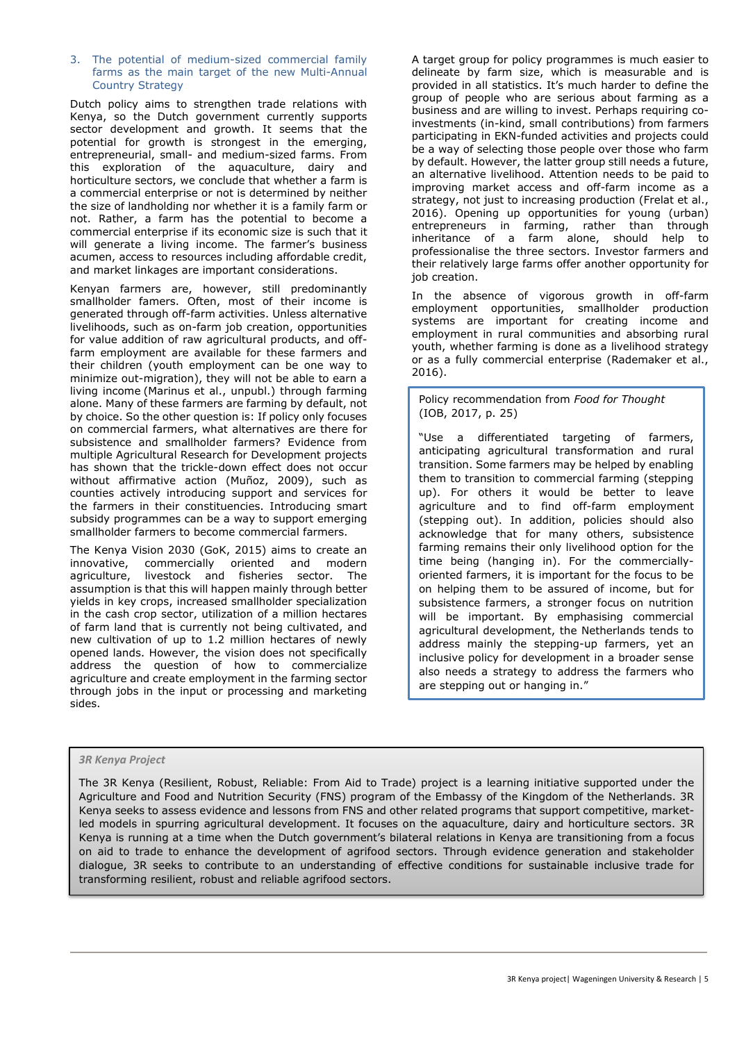## 3. The potential of medium-sized commercial family farms as the main target of the new Multi-Annual Country Strategy

Dutch policy aims to strengthen trade relations with Kenya, so the Dutch government currently supports sector development and growth. It seems that the potential for growth is strongest in the emerging, entrepreneurial, small- and medium-sized farms. From this exploration of the aquaculture, dairy and horticulture sectors, we conclude that whether a farm is a commercial enterprise or not is determined by neither the size of landholding nor whether it is a family farm or not. Rather, a farm has the potential to become a commercial enterprise if its economic size is such that it will generate a living income. The farmer's business acumen, access to resources including affordable credit, and market linkages are important considerations.

Kenyan farmers are, however, still predominantly smallholder famers. Often, most of their income is generated through off-farm activities. Unless alternative livelihoods, such as on-farm job creation, opportunities for value addition of raw agricultural products, and off-farm employment are available for these farmers and their children (youth employment can be one way to minimize out-migration), they will not be able to earn a living income (Marinus et al., unpubl.) through farming alone. Many of these farmers are farming by default, not by choice. So the other question is: If policy only focuses on commercial farmers, what alternatives are there for subsistence and smallholder farmers? Evidence from multiple Agricultural Research for Development projects has shown that the trickle-down effect does not occur without affirmative action (Muñoz, 2009), such as counties actively introducing support and services for the farmers in their constituencies. Introducing smart subsidy programmes can be a way to support emerging smallholder farmers to become commercial farmers.

The Kenya Vision 2030 (GoK, 2015) aims to create an innovative, commercially oriented and modern agriculture, livestock and fisheries sector. The assumption is that this will happen mainly through better yields in key crops, increased smallholder specialization in the cash crop sector, utilization of a million hectares of farm land that is currently not being cultivated, and new cultivation of up to 1.2 million hectares of newly opened lands. However, the vision does not specifically address the question of how to commercialize agriculture and create employment in the farming sector through jobs in the input or processing and marketing sides.

A target group for policy programmes is much easier to delineate by farm size, which is measurable and is provided in all statistics. It's much harder to define the group of people who are serious about farming as a business and are willing to invest. Perhaps requiring co-investments (in-kind, small contributions) from farmers participating in EKN-funded activities and projects could be a way of selecting those people over those who farm by default. However, the latter group still needs a future, an alternative livelihood. Attention needs to be paid to improving market access and off-farm income as a strategy, not just to increasing production (Frelat et al., 2016). Opening up opportunities for young (urban) entrepreneurs in farming, rather than through inheritance of a farm alone, should help to professionalise the three sectors. Investor farmers and their relatively large farms offer another opportunity for job creation.

In the absence of vigorous growth in off-farm employment opportunities, smallholder production systems are important for creating income and employment in rural communities and absorbing rural youth, whether farming is done as a livelihood strategy or as a fully commercial enterprise (Rademaker et al., 2016).

> Policy recommendation from *Food for Thought* (IOB, 2017, p. 25)
>
> "Use a differentiated targeting of farmers, anticipating agricultural transformation and rural transition. Some farmers may be helped by enabling them to transition to commercial farming (stepping up). For others it would be better to leave agriculture and to find off-farm employment (stepping out). In addition, policies should also acknowledge that for many others, subsistence farming remains their only livelihood option for the time being (hanging in). For the commercially-oriented farmers, it is important for the focus to be on helping them to be assured of income, but for subsistence farmers, a stronger focus on nutrition will be important. By emphasising commercial agricultural development, the Netherlands tends to address mainly the stepping-up farmers, yet an inclusive policy for development in a broader sense also needs a strategy to address the farmers who are stepping out or hanging in."

> ***3R Kenya Project***
>
> The 3R Kenya (Resilient, Robust, Reliable: From Aid to Trade) project is a learning initiative supported under the Agriculture and Food and Nutrition Security (FNS) program of the Embassy of the Kingdom of the Netherlands. 3R Kenya seeks to assess evidence and lessons from FNS and other related programs that support competitive, market-led models in spurring agricultural development. It focuses on the aquaculture, dairy and horticulture sectors. 3R Kenya is running at a time when the Dutch government's bilateral relations in Kenya are transitioning from a focus on aid to trade to enhance the development of agrifood sectors. Through evidence generation and stakeholder dialogue, 3R seeks to contribute to an understanding of effective conditions for sustainable inclusive trade for transforming resilient, robust and reliable agrifood sectors.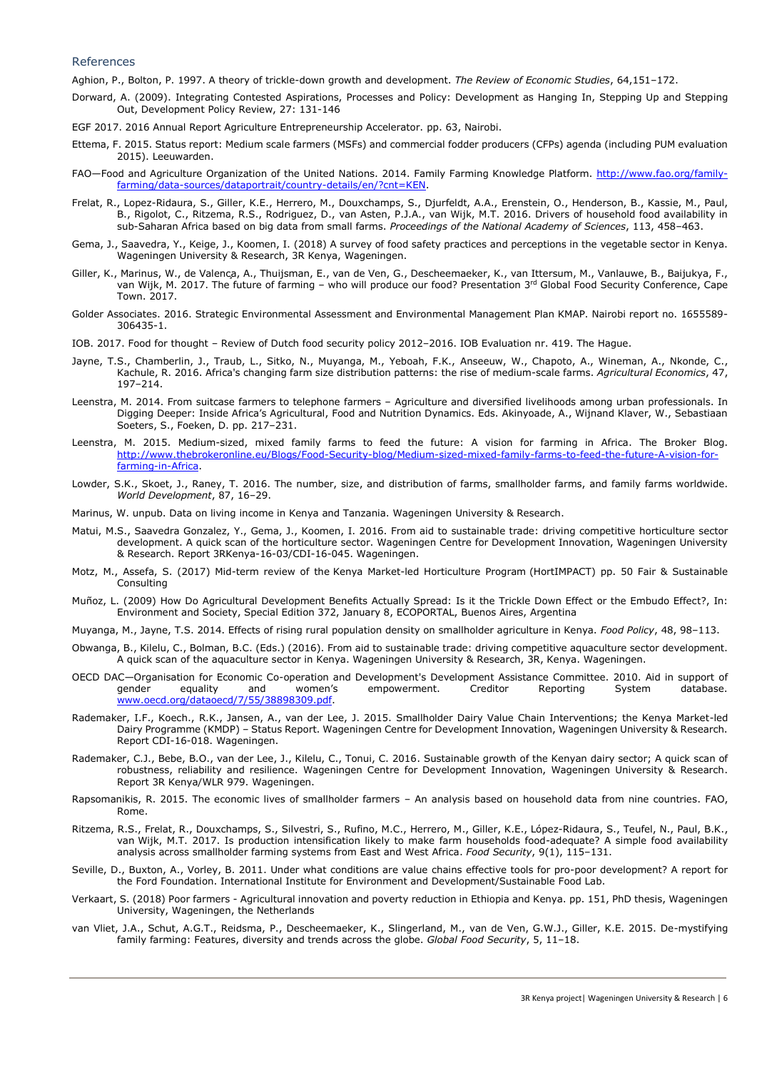## References

Aghion, P., Bolton, P. 1997. A theory of trickle-down growth and development. *The Review of Economic Studies*, 64,151–172.

Dorward, A. (2009). Integrating Contested Aspirations, Processes and Policy: Development as Hanging In, Stepping Up and Stepping Out, Development Policy Review, 27: 131-146

EGF 2017. 2016 Annual Report Agriculture Entrepreneurship Accelerator. pp. 63, Nairobi.

Ettema, F. 2015. Status report: Medium scale farmers (MSFs) and commercial fodder producers (CFPs) agenda (including PUM evaluation 2015). Leeuwarden.

FAO—Food and Agriculture Organization of the United Nations. 2014. Family Farming Knowledge Platform. http://www.fao.org/family-farming/data-sources/dataportrait/country-details/en/?cnt=KEN.

Frelat, R., Lopez-Ridaura, S., Giller, K.E., Herrero, M., Douxchamps, S., Djurfeldt, A.A., Erenstein, O., Henderson, B., Kassie, M., Paul, B., Rigolot, C., Ritzema, R.S., Rodriguez, D., van Asten, P.J.A., van Wijk, M.T. 2016. Drivers of household food availability in sub-Saharan Africa based on big data from small farms. *Proceedings of the National Academy of Sciences*, 113, 458–463.

Gema, J., Saavedra, Y., Keige, J., Koomen, I. (2018) A survey of food safety practices and perceptions in the vegetable sector in Kenya. Wageningen University & Research, 3R Kenya, Wageningen.

Giller, K., Marinus, W., de Valença, A., Thuijsman, E., van de Ven, G., Descheemaeker, K., van Ittersum, M., Vanlauwe, B., Baijukya, F., van Wijk, M. 2017. The future of farming – who will produce our food? Presentation 3rd Global Food Security Conference, Cape Town. 2017.

Golder Associates. 2016. Strategic Environmental Assessment and Environmental Management Plan KMAP. Nairobi report no. 1655589-306435-1.

IOB. 2017. Food for thought – Review of Dutch food security policy 2012–2016. IOB Evaluation nr. 419. The Hague.

Jayne, T.S., Chamberlin, J., Traub, L., Sitko, N., Muyanga, M., Yeboah, F.K., Anseeuw, W., Chapoto, A., Wineman, A., Nkonde, C., Kachule, R. 2016. Africa's changing farm size distribution patterns: the rise of medium-scale farms. *Agricultural Economics*, 47, 197–214.

Leenstra, M. 2014. From suitcase farmers to telephone farmers – Agriculture and diversified livelihoods among urban professionals. In Digging Deeper: Inside Africa's Agricultural, Food and Nutrition Dynamics. Eds. Akinyoade, A., Wijnand Klaver, W., Sebastiaan Soeters, S., Foeken, D. pp. 217–231.

Leenstra, M. 2015. Medium-sized, mixed family farms to feed the future: A vision for farming in Africa. The Broker Blog. http://www.thebrokeronline.eu/Blogs/Food-Security-blog/Medium-sized-mixed-family-farms-to-feed-the-future-A-vision-for-farming-in-Africa.

Lowder, S.K., Skoet, J., Raney, T. 2016. The number, size, and distribution of farms, smallholder farms, and family farms worldwide. *World Development*, 87, 16–29.

Marinus, W. unpub. Data on living income in Kenya and Tanzania. Wageningen University & Research.

Matui, M.S., Saavedra Gonzalez, Y., Gema, J., Koomen, I. 2016. From aid to sustainable trade: driving competitive horticulture sector development. A quick scan of the horticulture sector. Wageningen Centre for Development Innovation, Wageningen University & Research. Report 3RKenya-16-03/CDI-16-045. Wageningen.

Motz, M., Assefa, S. (2017) Mid-term review of the Kenya Market-led Horticulture Program (HortIMPACT) pp. 50 Fair & Sustainable Consulting

Muñoz, L. (2009) How Do Agricultural Development Benefits Actually Spread: Is it the Trickle Down Effect or the Embudo Effect?, In: Environment and Society, Special Edition 372, January 8, ECOPORTAL, Buenos Aires, Argentina

Muyanga, M., Jayne, T.S. 2014. Effects of rising rural population density on smallholder agriculture in Kenya. *Food Policy*, 48, 98–113.

Obwanga, B., Kilelu, C., Bolman, B.C. (Eds.) (2016). From aid to sustainable trade: driving competitive aquaculture sector development. A quick scan of the aquaculture sector in Kenya. Wageningen University & Research, 3R, Kenya. Wageningen.

OECD DAC—Organisation for Economic Co-operation and Development's Development Assistance Committee. 2010. Aid in support of gender equality and women's empowerment. Creditor Reporting System database. www.oecd.org/dataoecd/7/55/38898309.pdf.

Rademaker, I.F., Koech., R.K., Jansen, A., van der Lee, J. 2015. Smallholder Dairy Value Chain Interventions; the Kenya Market-led Dairy Programme (KMDP) – Status Report. Wageningen Centre for Development Innovation, Wageningen University & Research. Report CDI-16-018. Wageningen.

Rademaker, C.J., Bebe, B.O., van der Lee, J., Kilelu, C., Tonui, C. 2016. Sustainable growth of the Kenyan dairy sector; A quick scan of robustness, reliability and resilience. Wageningen Centre for Development Innovation, Wageningen University & Research. Report 3R Kenya/WLR 979. Wageningen.

Rapsomanikis, R. 2015. The economic lives of smallholder farmers – An analysis based on household data from nine countries. FAO, Rome.

Ritzema, R.S., Frelat, R., Douxchamps, S., Silvestri, S., Rufino, M.C., Herrero, M., Giller, K.E., López-Ridaura, S., Teufel, N., Paul, B.K., van Wijk, M.T. 2017. Is production intensification likely to make farm households food-adequate? A simple food availability analysis across smallholder farming systems from East and West Africa. *Food Security*, 9(1), 115–131.

Seville, D., Buxton, A., Vorley, B. 2011. Under what conditions are value chains effective tools for pro-poor development? A report for the Ford Foundation. International Institute for Environment and Development/Sustainable Food Lab.

Verkaart, S. (2018) Poor farmers - Agricultural innovation and poverty reduction in Ethiopia and Kenya. pp. 151, PhD thesis, Wageningen University, Wageningen, the Netherlands

van Vliet, J.A., Schut, A.G.T., Reidsma, P., Descheemaeker, K., Slingerland, M., van de Ven, G.W.J., Giller, K.E. 2015. De-mystifying family farming: Features, diversity and trends across the globe. *Global Food Security*, 5, 11–18.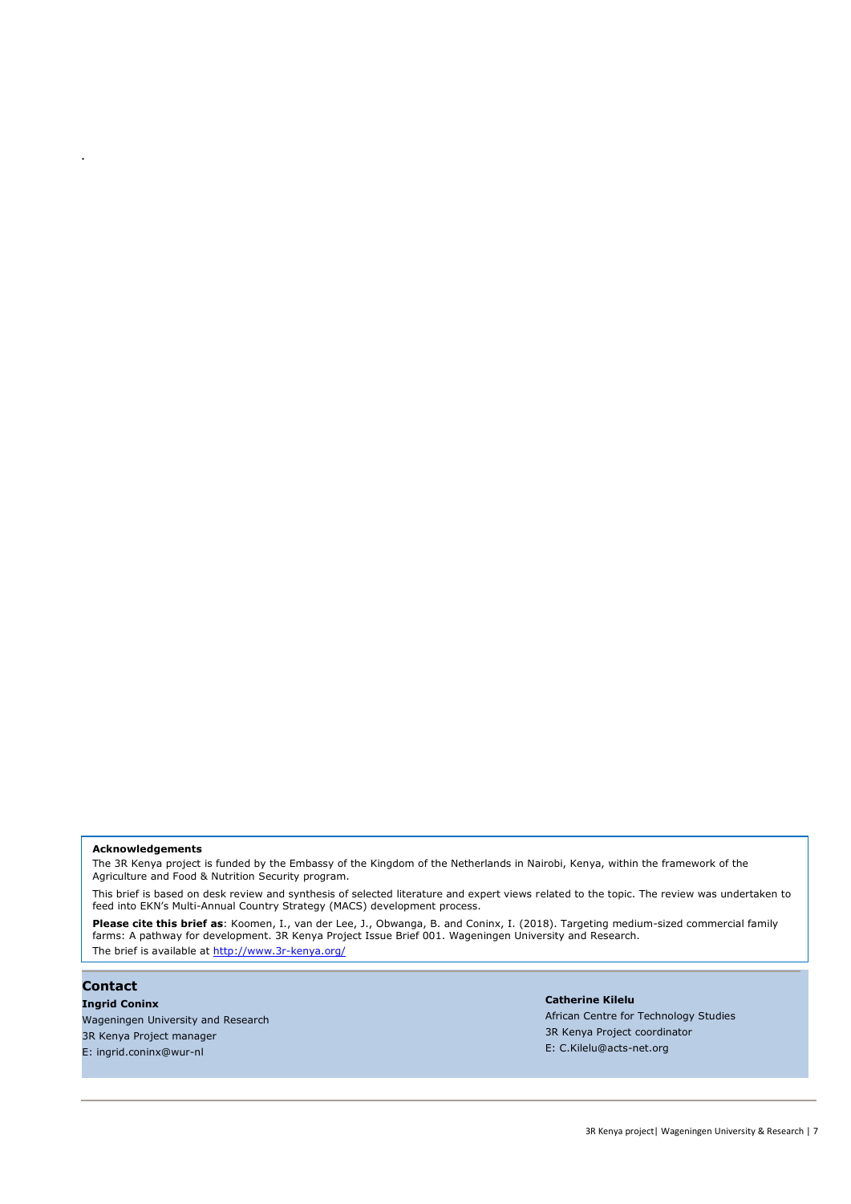**Acknowledgements**

The 3R Kenya project is funded by the Embassy of the Kingdom of the Netherlands in Nairobi, Kenya, within the framework of the Agriculture and Food & Nutrition Security program.

This brief is based on desk review and synthesis of selected literature and expert views related to the topic. The review was undertaken to feed into EKN's Multi-Annual Country Strategy (MACS) development process.

**Please cite this brief as**: Koomen, I., van der Lee, J., Obwanga, B. and Coninx, I. (2018). Targeting medium-sized commercial family farms: A pathway for development. 3R Kenya Project Issue Brief 001. Wageningen University and Research.

The brief is available at http://www.3r-kenya.org/

## Contact

**Ingrid Coninx**
Wageningen University and Research
3R Kenya Project manager
E: ingrid.coninx@wur-nl

**Catherine Kilelu**
African Centre for Technology Studies
3R Kenya Project coordinator
E: C.Kilelu@acts-net.org